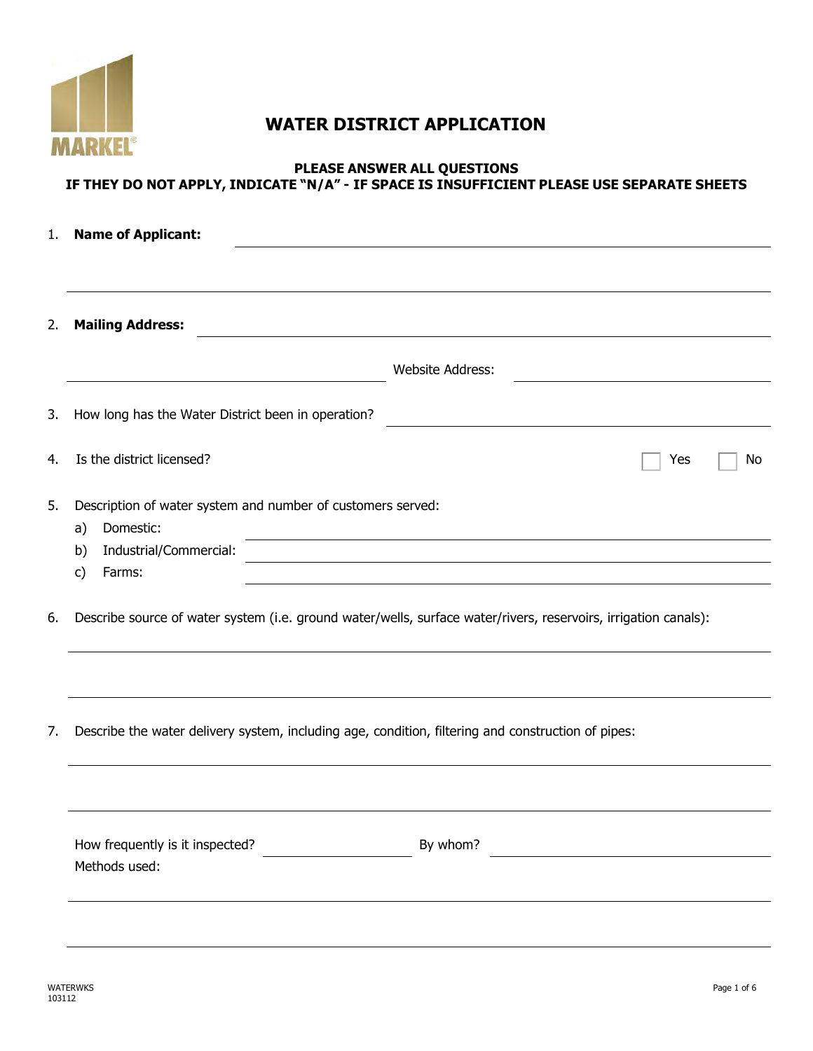# WATER DISTRICT APPLICATION

**PLEASE ANSWER ALL QUESTIONS**
**IF THEY DO NOT APPLY, INDICATE "N/A" - IF SPACE IS INSUFFICIENT PLEASE USE SEPARATE SHEETS**

1. **Name of Applicant:** ______________________________

______________________________

2. **Mailing Address:** ______________________________

______________________________ Website Address: ______________________________

3. How long has the Water District been in operation? ______________________________

4. Is the district licensed? ☐ Yes ☐ No

5. Description of water system and number of customers served:
   a) Domestic: ______________________________
   b) Industrial/Commercial: ______________________________
   c) Farms: ______________________________

6. Describe source of water system (i.e. ground water/wells, surface water/rivers, reservoirs, irrigation canals):

______________________________

______________________________

7. Describe the water delivery system, including age, condition, filtering and construction of pipes:

______________________________

______________________________

How frequently is it inspected? ______________ By whom? ______________________________

Methods used:

______________________________

______________________________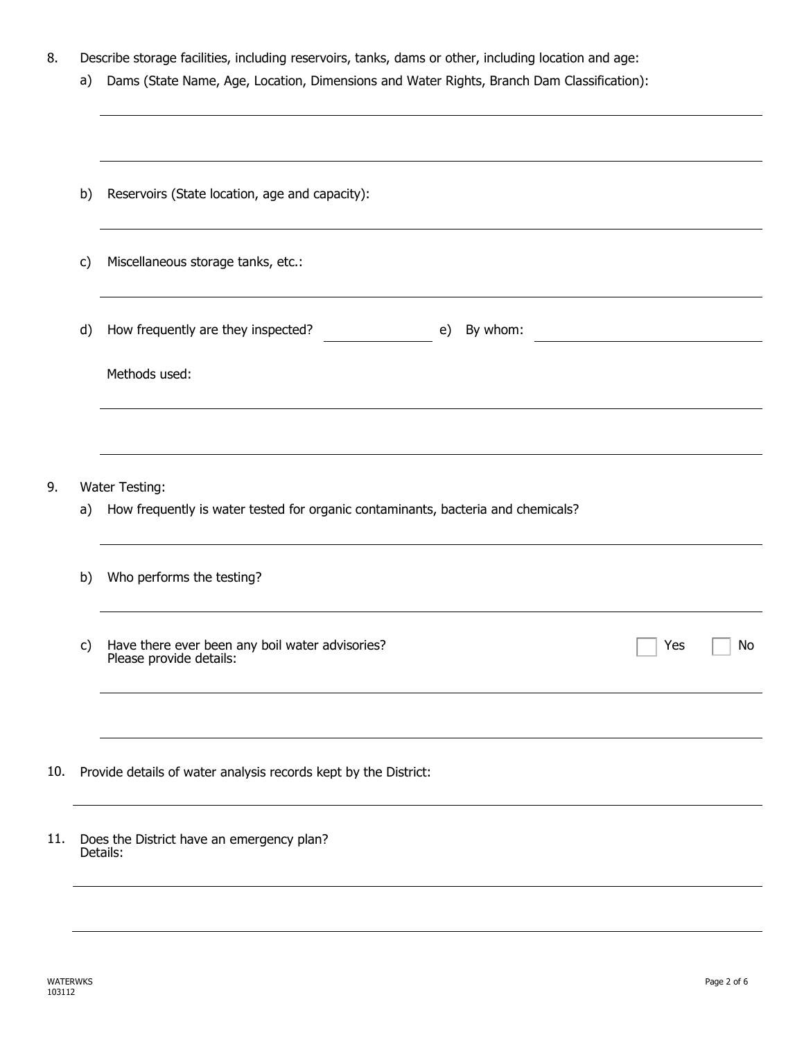8. Describe storage facilities, including reservoirs, tanks, dams or other, including location and age:

   a) Dams (State Name, Age, Location, Dimensions and Water Rights, Branch Dam Classification):

   ______________________________________________________________________________

   ______________________________________________________________________________

   b) Reservoirs (State location, age and capacity):

   ______________________________________________________________________________

   c) Miscellaneous storage tanks, etc.:

   ______________________________________________________________________________

   d) How frequently are they inspected? ______________ e) By whom: ______________________________

   Methods used:

   ______________________________________________________________________________

   ______________________________________________________________________________

9. Water Testing:

   a) How frequently is water tested for organic contaminants, bacteria and chemicals?

   ______________________________________________________________________________

   b) Who performs the testing?

   ______________________________________________________________________________

   c) Have there ever been any boil water advisories? ☐ Yes ☐ No
   Please provide details:

   ______________________________________________________________________________

   ______________________________________________________________________________

10. Provide details of water analysis records kept by the District:

    ______________________________________________________________________________

11. Does the District have an emergency plan?
    Details:

    ______________________________________________________________________________

    ______________________________________________________________________________

WATERWKS
103112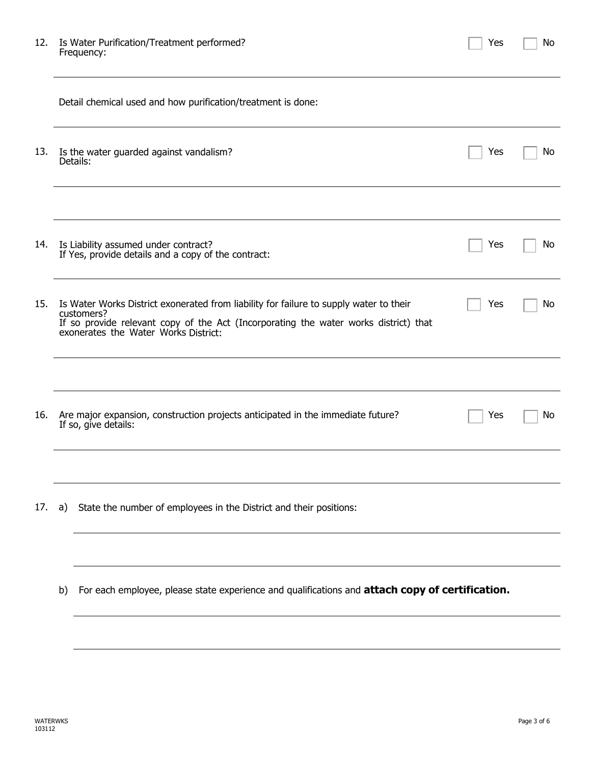12. Is Water Purification/Treatment performed? ☐ Yes ☐ No
    Frequency:

    Detail chemical used and how purification/treatment is done:

13. Is the water guarded against vandalism? ☐ Yes ☐ No
    Details:

14. Is Liability assumed under contract? ☐ Yes ☐ No
    If Yes, provide details and a copy of the contract:

15. Is Water Works District exonerated from liability for failure to supply water to their customers? ☐ Yes ☐ No
    If so provide relevant copy of the Act (Incorporating the water works district) that exonerates the Water Works District:

16. Are major expansion, construction projects anticipated in the immediate future? ☐ Yes ☐ No
    If so, give details:

17. a) State the number of employees in the District and their positions:

    b) For each employee, please state experience and qualifications and **attach copy of certification.**

WATERWKS
103112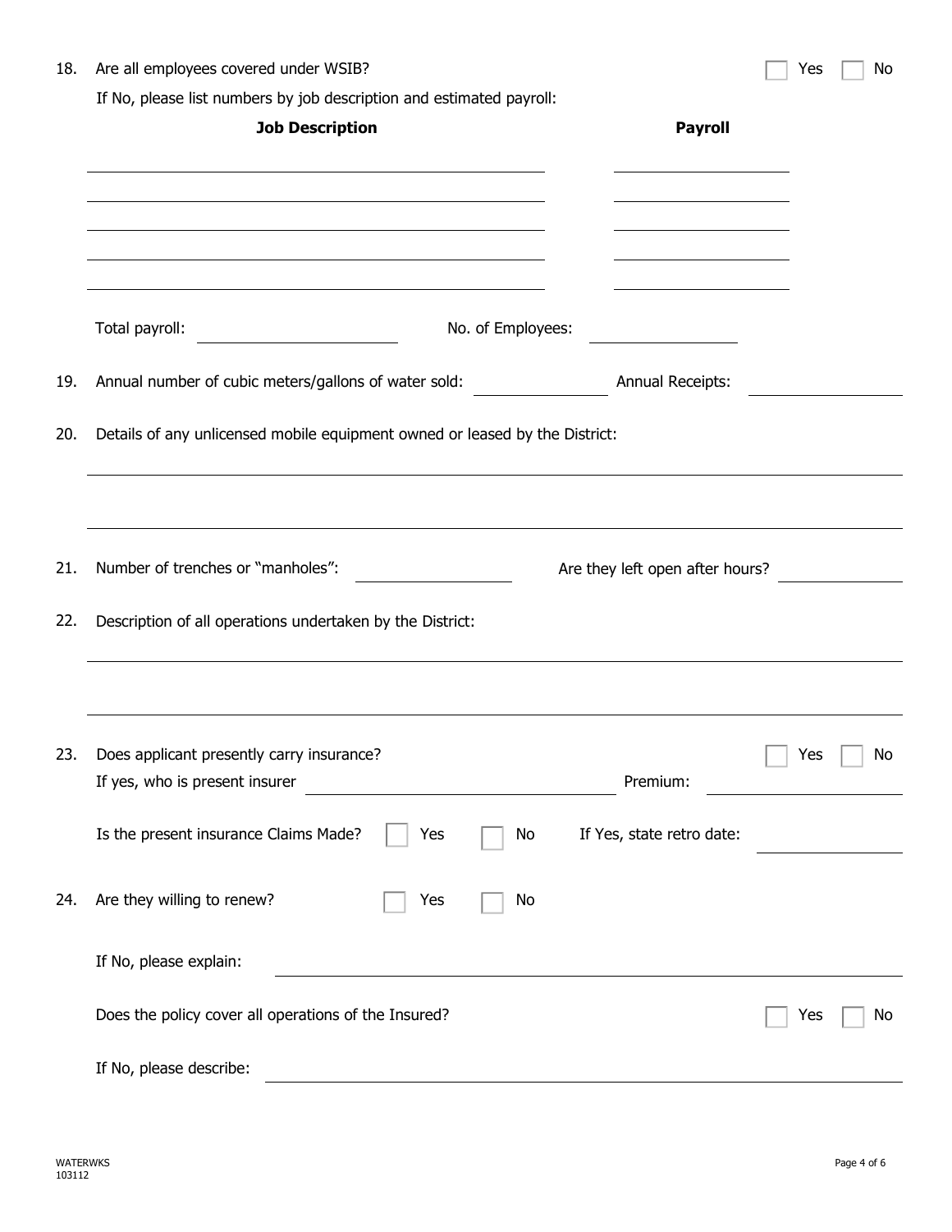18. Are all employees covered under WSIB? ☐ Yes ☐ No

    If No, please list numbers by job description and estimated payroll:

| **Job Description** | **Payroll** |
| --- | --- |
| | |
| | |
| | |
| | |
| | |

    Total payroll: ____________ No. of Employees: ____________

19. Annual number of cubic meters/gallons of water sold: ____________ Annual Receipts: ____________

20. Details of any unlicensed mobile equipment owned or leased by the District:

    ______________________________________________

    ______________________________________________

21. Number of trenches or "manholes": ____________ Are they left open after hours? ____________

22. Description of all operations undertaken by the District:

    ______________________________________________

    ______________________________________________

23. Does applicant presently carry insurance? ☐ Yes ☐ No

    If yes, who is present insurer ____________ Premium: ____________

    Is the present insurance Claims Made? ☐ Yes ☐ No If Yes, state retro date: ____________

24. Are they willing to renew? ☐ Yes ☐ No

    If No, please explain: ____________

    Does the policy cover all operations of the Insured? ☐ Yes ☐ No

    If No, please describe: ____________

WATERWKS
103112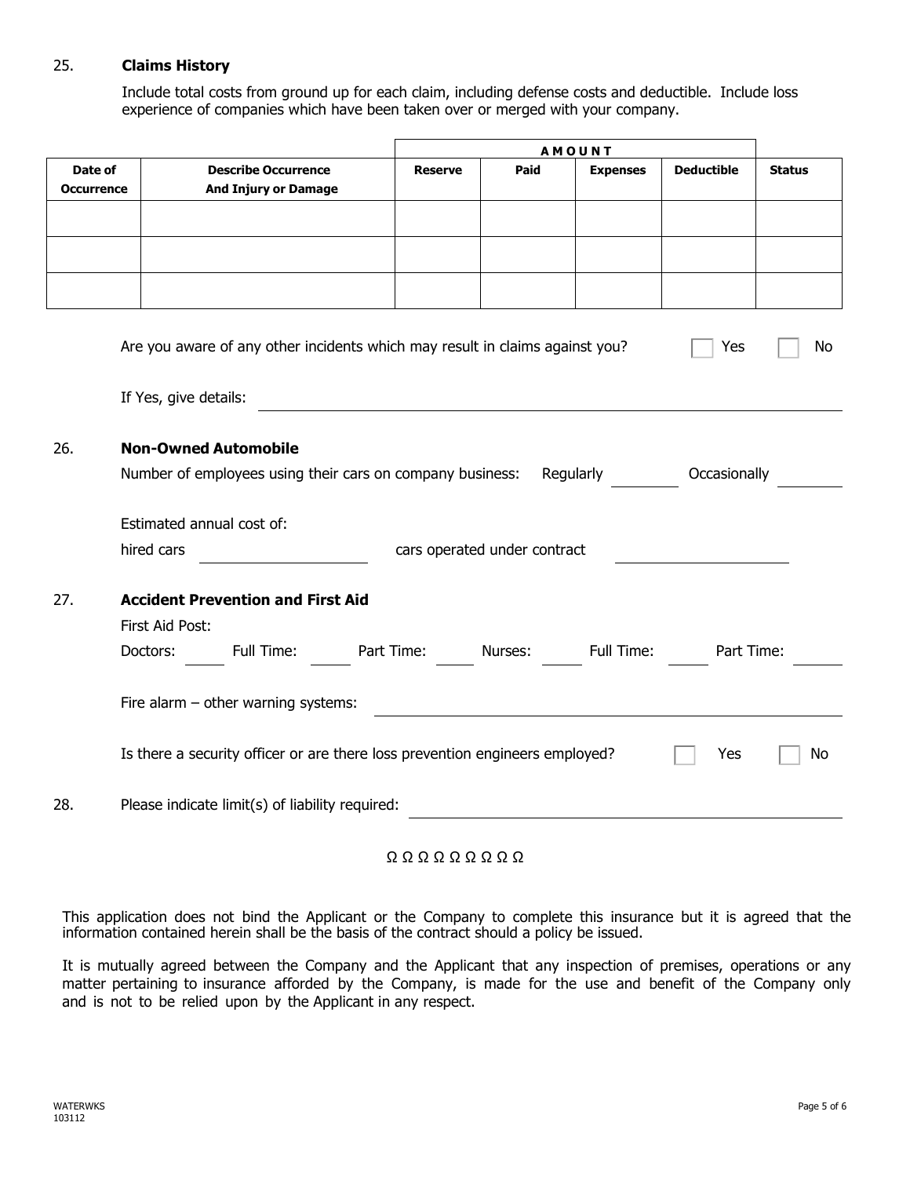25. **Claims History**

Include total costs from ground up for each claim, including defense costs and deductible. Include loss experience of companies which have been taken over or merged with your company.

| | | AMOUNT | | | | |
|---|---|---|---|---|---|---|
| **Date of Occurrence** | **Describe Occurrence And Injury or Damage** | **Reserve** | **Paid** | **Expenses** | **Deductible** | **Status** |
| | | | | | | |
| | | | | | | |
| | | | | | | |

Are you aware of any other incidents which may result in claims against you? ☐ Yes ☐ No

If Yes, give details: ______________________________

26. **Non-Owned Automobile**

Number of employees using their cars on company business: Regularly ________ Occasionally ________

Estimated annual cost of:

hired cars ____________________ cars operated under contract ____________________

27. **Accident Prevention and First Aid**

First Aid Post:

Doctors: _____ Full Time: _____ Part Time: _____ Nurses: _____ Full Time: _____ Part Time: _____

Fire alarm – other warning systems: ______________________________

Is there a security officer or are there loss prevention engineers employed? ☐ Yes ☐ No

28. Please indicate limit(s) of liability required: ______________________________

Ω Ω Ω Ω Ω Ω Ω Ω Ω

This application does not bind the Applicant or the Company to complete this insurance but it is agreed that the information contained herein shall be the basis of the contract should a policy be issued.

It is mutually agreed between the Company and the Applicant that any inspection of premises, operations or any matter pertaining to insurance afforded by the Company, is made for the use and benefit of the Company only and is not to be relied upon by the Applicant in any respect.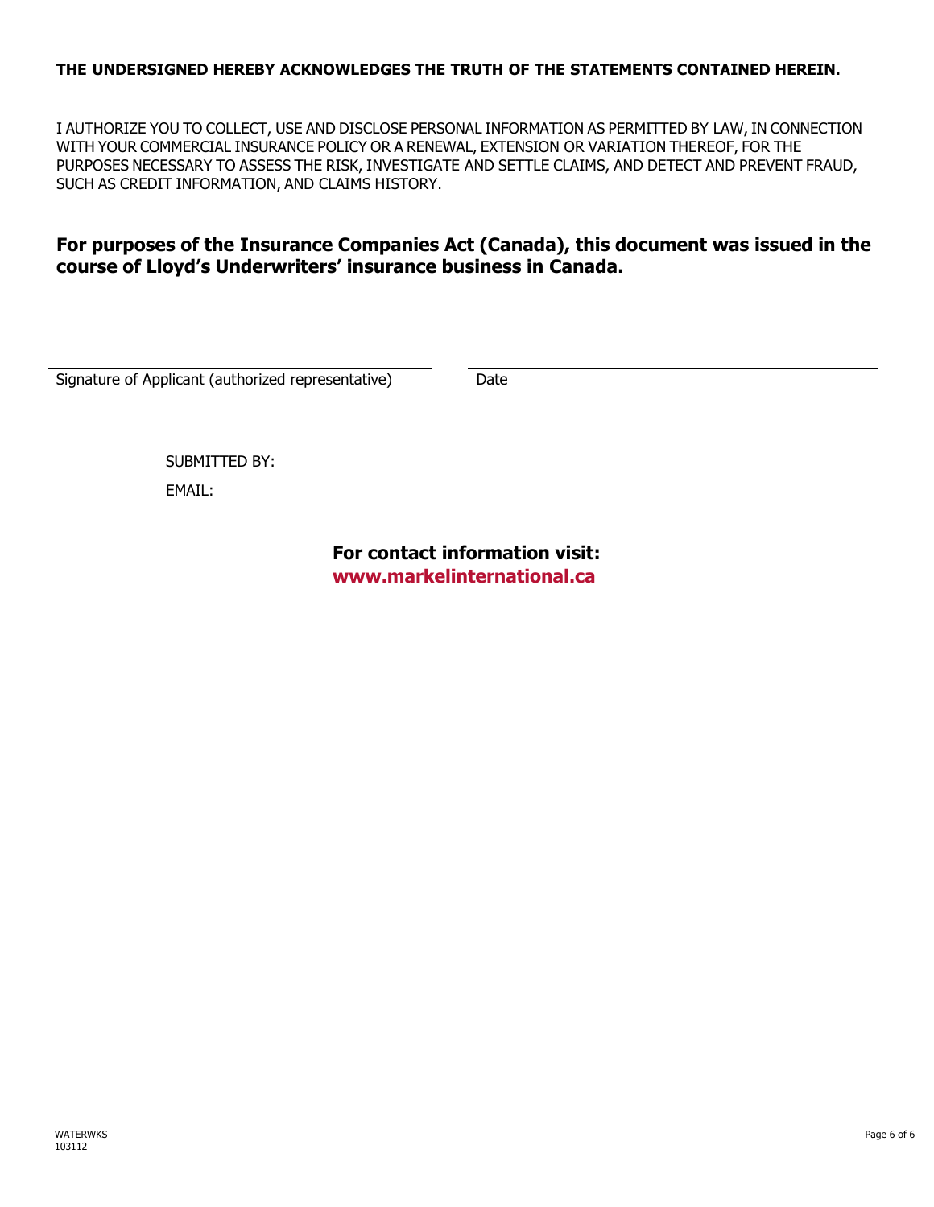**THE UNDERSIGNED HEREBY ACKNOWLEDGES THE TRUTH OF THE STATEMENTS CONTAINED HEREIN.**

I AUTHORIZE YOU TO COLLECT, USE AND DISCLOSE PERSONAL INFORMATION AS PERMITTED BY LAW, IN CONNECTION WITH YOUR COMMERCIAL INSURANCE POLICY OR A RENEWAL, EXTENSION OR VARIATION THEREOF, FOR THE PURPOSES NECESSARY TO ASSESS THE RISK, INVESTIGATE AND SETTLE CLAIMS, AND DETECT AND PREVENT FRAUD, SUCH AS CREDIT INFORMATION, AND CLAIMS HISTORY.

**For purposes of the Insurance Companies Act (Canada), this document was issued in the course of Lloyd's Underwriters' insurance business in Canada.**

\_\_\_\_\_\_\_\_\_\_\_\_\_\_\_\_\_\_\_\_\_\_\_\_\_\_\_\_\_\_\_\_\_\_\_\_\_\_\_\_ \_\_\_\_\_\_\_\_\_\_\_\_\_\_\_\_\_\_\_\_\_\_\_\_\_\_\_\_\_\_\_\_\_\_\_\_\_\_\_\_

Signature of Applicant (authorized representative) Date

SUBMITTED BY: \_\_\_\_\_\_\_\_\_\_\_\_\_\_\_\_\_\_\_\_\_\_\_\_\_\_\_\_\_\_\_\_\_\_\_\_\_\_\_\_

EMAIL: \_\_\_\_\_\_\_\_\_\_\_\_\_\_\_\_\_\_\_\_\_\_\_\_\_\_\_\_\_\_\_\_\_\_\_\_\_\_\_\_

**For contact information visit:**
**www.markelinternational.ca**

WATERWKS
103112